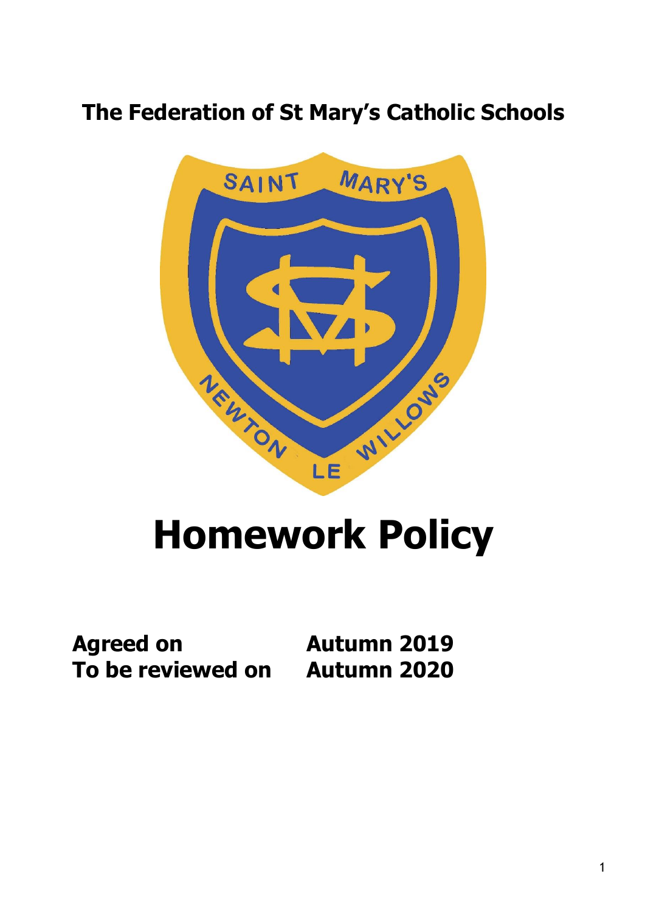# The Federation of St Mary's Catholic Schools

# Homework Policy

| | |
|---|---|
| **Agreed on** | **Autumn 2019** |
| **To be reviewed on** | **Autumn 2020** |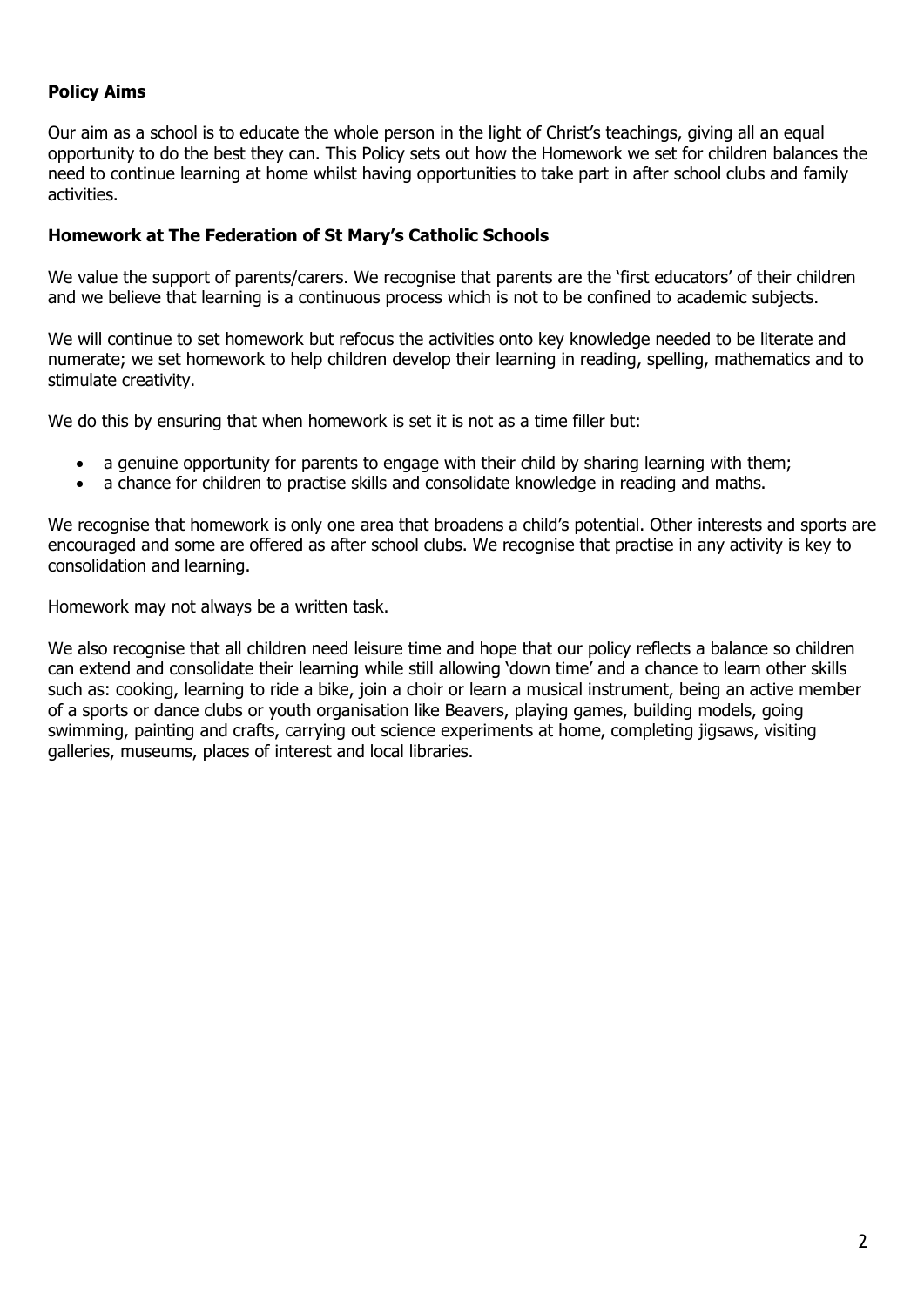**Policy Aims**

Our aim as a school is to educate the whole person in the light of Christ's teachings, giving all an equal opportunity to do the best they can. This Policy sets out how the Homework we set for children balances the need to continue learning at home whilst having opportunities to take part in after school clubs and family activities.

**Homework at The Federation of St Mary's Catholic Schools**

We value the support of parents/carers. We recognise that parents are the 'first educators' of their children and we believe that learning is a continuous process which is not to be confined to academic subjects.

We will continue to set homework but refocus the activities onto key knowledge needed to be literate and numerate; we set homework to help children develop their learning in reading, spelling, mathematics and to stimulate creativity.

We do this by ensuring that when homework is set it is not as a time filler but:

- a genuine opportunity for parents to engage with their child by sharing learning with them;
- a chance for children to practise skills and consolidate knowledge in reading and maths.

We recognise that homework is only one area that broadens a child's potential. Other interests and sports are encouraged and some are offered as after school clubs. We recognise that practise in any activity is key to consolidation and learning.

Homework may not always be a written task.

We also recognise that all children need leisure time and hope that our policy reflects a balance so children can extend and consolidate their learning while still allowing 'down time' and a chance to learn other skills such as: cooking, learning to ride a bike, join a choir or learn a musical instrument, being an active member of a sports or dance clubs or youth organisation like Beavers, playing games, building models, going swimming, painting and crafts, carrying out science experiments at home, completing jigsaws, visiting galleries, museums, places of interest and local libraries.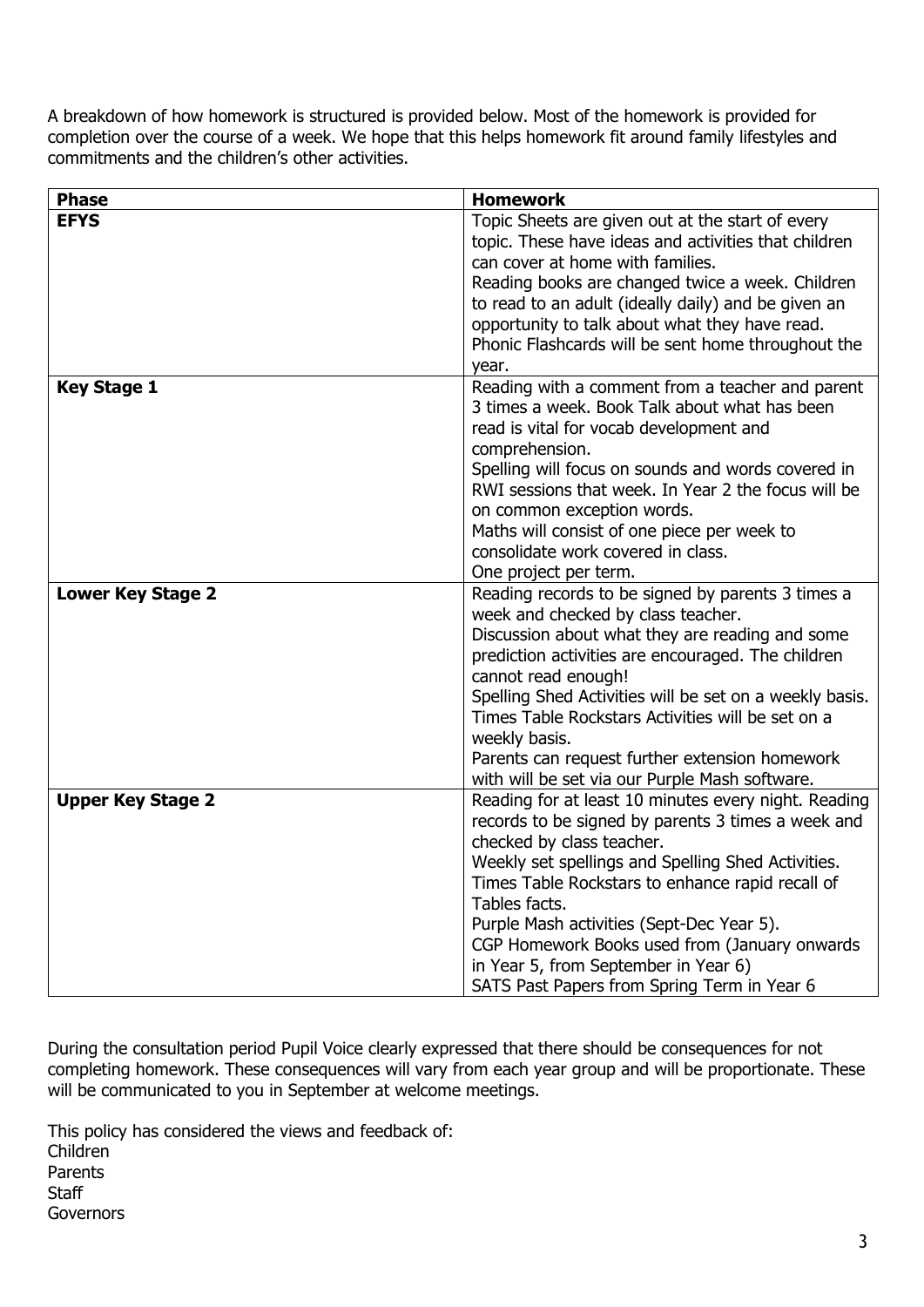A breakdown of how homework is structured is provided below. Most of the homework is provided for completion over the course of a week. We hope that this helps homework fit around family lifestyles and commitments and the children's other activities.

| **Phase** | **Homework** |
|---|---|
| **EFYS** | Topic Sheets are given out at the start of every topic. These have ideas and activities that children can cover at home with families. Reading books are changed twice a week. Children to read to an adult (ideally daily) and be given an opportunity to talk about what they have read. Phonic Flashcards will be sent home throughout the year. |
| **Key Stage 1** | Reading with a comment from a teacher and parent 3 times a week. Book Talk about what has been read is vital for vocab development and comprehension. Spelling will focus on sounds and words covered in RWI sessions that week. In Year 2 the focus will be on common exception words. Maths will consist of one piece per week to consolidate work covered in class. One project per term. |
| **Lower Key Stage 2** | Reading records to be signed by parents 3 times a week and checked by class teacher. Discussion about what they are reading and some prediction activities are encouraged. The children cannot read enough! Spelling Shed Activities will be set on a weekly basis. Times Table Rockstars Activities will be set on a weekly basis. Parents can request further extension homework with will be set via our Purple Mash software. |
| **Upper Key Stage 2** | Reading for at least 10 minutes every night. Reading records to be signed by parents 3 times a week and checked by class teacher. Weekly set spellings and Spelling Shed Activities. Times Table Rockstars to enhance rapid recall of Tables facts. Purple Mash activities (Sept-Dec Year 5). CGP Homework Books used from (January onwards in Year 5, from September in Year 6) SATS Past Papers from Spring Term in Year 6 |

During the consultation period Pupil Voice clearly expressed that there should be consequences for not completing homework. These consequences will vary from each year group and will be proportionate. These will be communicated to you in September at welcome meetings.

This policy has considered the views and feedback of:
Children
Parents
Staff
Governors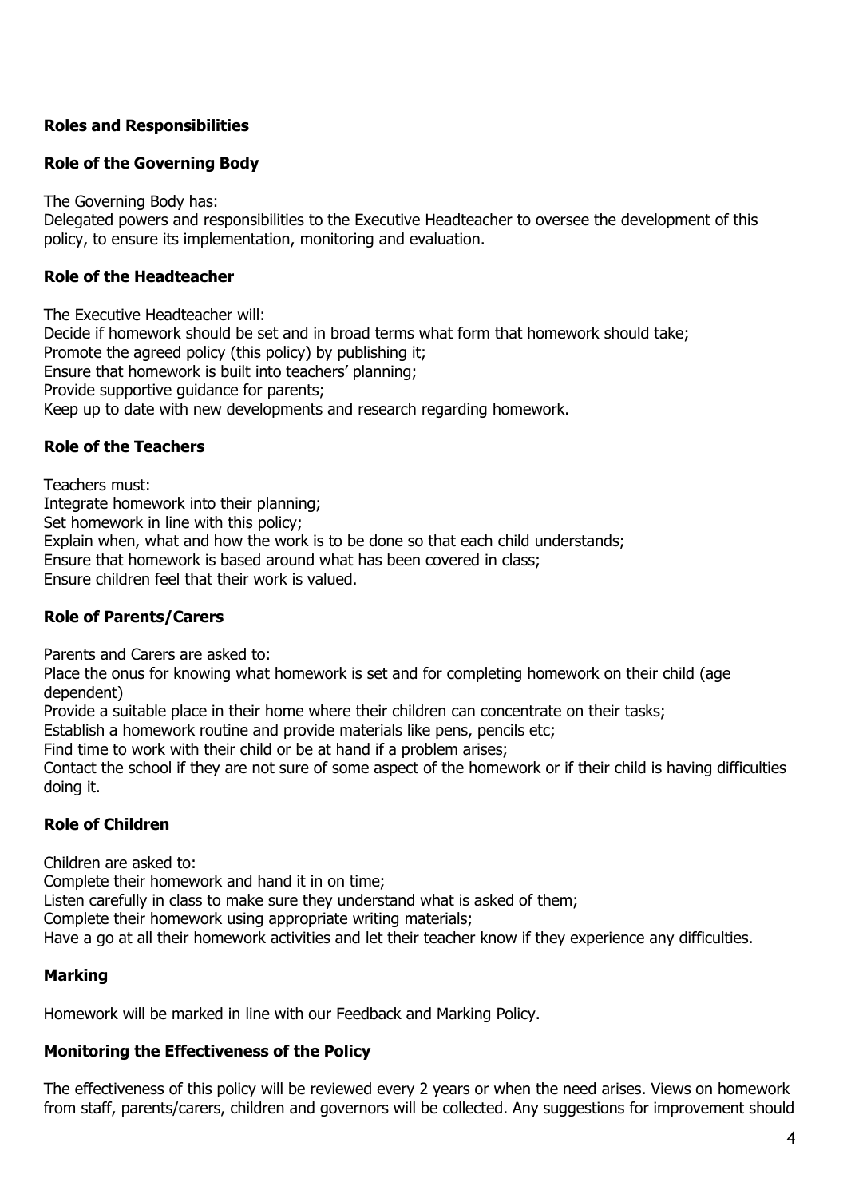## Roles and Responsibilities

### Role of the Governing Body

The Governing Body has:
Delegated powers and responsibilities to the Executive Headteacher to oversee the development of this policy, to ensure its implementation, monitoring and evaluation.

### Role of the Headteacher

The Executive Headteacher will:
Decide if homework should be set and in broad terms what form that homework should take;
Promote the agreed policy (this policy) by publishing it;
Ensure that homework is built into teachers' planning;
Provide supportive guidance for parents;
Keep up to date with new developments and research regarding homework.

### Role of the Teachers

Teachers must:
Integrate homework into their planning;
Set homework in line with this policy;
Explain when, what and how the work is to be done so that each child understands;
Ensure that homework is based around what has been covered in class;
Ensure children feel that their work is valued.

### Role of Parents/Carers

Parents and Carers are asked to:
Place the onus for knowing what homework is set and for completing homework on their child (age dependent)
Provide a suitable place in their home where their children can concentrate on their tasks;
Establish a homework routine and provide materials like pens, pencils etc;
Find time to work with their child or be at hand if a problem arises;
Contact the school if they are not sure of some aspect of the homework or if their child is having difficulties doing it.

### Role of Children

Children are asked to:
Complete their homework and hand it in on time;
Listen carefully in class to make sure they understand what is asked of them;
Complete their homework using appropriate writing materials;
Have a go at all their homework activities and let their teacher know if they experience any difficulties.

### Marking

Homework will be marked in line with our Feedback and Marking Policy.

### Monitoring the Effectiveness of the Policy

The effectiveness of this policy will be reviewed every 2 years or when the need arises. Views on homework from staff, parents/carers, children and governors will be collected. Any suggestions for improvement should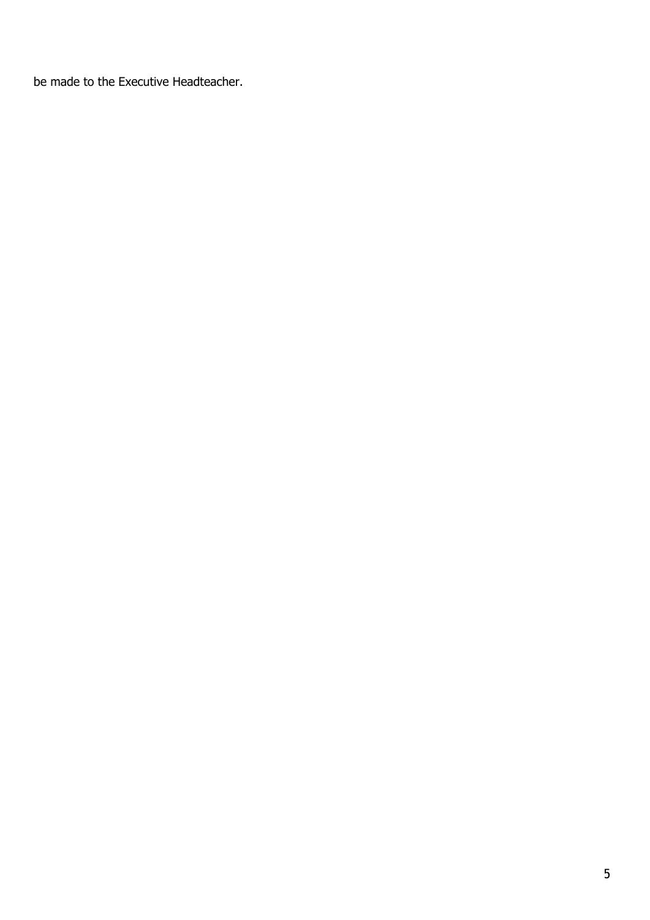be made to the Executive Headteacher.